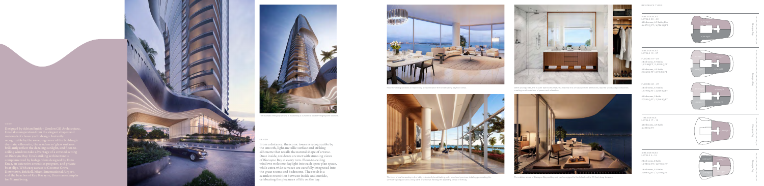## OASIS

Designed by Adrian Smith + Gordon Gill Architecture, Una takes inspiration from the elegant shapes and materials of classic yacht design. Instantly recognizable by the sweeping curve of the building's dramatic silhouette, the residences' glass surfaces brilliantly reflect the dazzling sunlight, and floor-to-ceiling windows take advantage of a coveted setting on Biscayne Bay. Una's striking architecture is complemented by lush gardens designed by Enzo Enea, an extensive amenities program, and private boat slips. With easy access to Coconut Grove, Downtown, Brickell, Miami International Airport, and the beaches of Key Biscayne, Una is an exemplar for Miami living.

The dramatic exit-way at Una is marked by a sculptural double-height porte cochère.

## DESIGN

From a distance, the iconic tower is recognizable by the smooth, light-metallic surface and striking silhouette that recalls the natural shape of a wave. Once inside, residents are met with stunning views of Biscayne Bay at every turn. Floor-to-ceiling windows welcome daylight into each open-plan space, while extra wide terraces are carefully integrated into the great rooms and bedrooms. The result is a seamless transition between inside and outside, celebrating the pleasures of life on the bay.

Floor-to-ceiling windows in every living areas enhance the breathtaking bay-front views.

The heart of each residence is the lobby, a radiantly breathtaking, with wood and columns creating permeating the 20-foot high space and a long bank of windows framing the sweeping views of the bay.

Wood and spa-like, the ensuite bathrooms feature a sublime mix of natural stone selections, stained wood and porcelain tile creating an atmosphere of peace and relaxation.

The sublime views of Biscayne Bay and beyond can be enjoyed to the fullest on the 12-foot deep terraces.

## RESIDENCE TYPES

**2 RESIDENCES**
LEVELS 38 – 43
4 Bedrooms, 4.5 Baths, Den
4,697 SQ FT / 4,786 SQ FT

**3 RESIDENCES**
LEVELS 19 – 37

FLOORS 19 – 26
3 Bedrooms, 3.5 Baths
1,958 SQ FT / 1,999 SQ FT

4 Bedrooms, 4.5 Baths
2,754 SQ FT / 2,770 SQ FT

FLOORS 27 – 37
3 Bedrooms, 3.5 Baths
1,893 SQ FT / 2,037 SQ FT

4 Bedrooms, 5 Baths
2,799 SQ FT / 2,764 SQ FT

**1 RESIDENCE**
LEVELS 17 – 18
4 Bedrooms, 4.5 Baths
4,222 SQ FT

**3 RESIDENCES**
LEVELS 3 – 16
2 Bedrooms, 2 Baths
1,698 SQ FT / 1,479 SQ FT

3 Bedrooms, 3.5 Baths
2,003 SQ FT / 2,029 SQ FT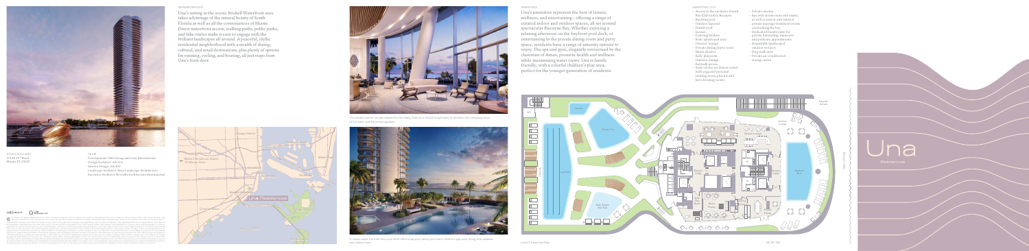SALES GALLERY
1749 S. Bayshore Drive
Miami, FL 33129

TEAM
Developers: OKO Group and Cain International
Design Architect: Adrian Smith + Gordon Gill Architecture
Interior Design: ...
Landscape Architect: ...
Executive Architect: ...

## NEIGHBORHOOD

Una's setting in the scenic Brickell Waterfront area takes advantage of the natural beauty of South Florida as well as all the conveniences of Miami. Direct waterfront access, walking paths, public parks, and bike routes make it easy to engage with the brilliant landscapes all around. A peaceful, idyllic residential neighborhood with a wealth of dining, cultural, and retail destinations, plus plenty of options for running, cycling, and boating, all just steps from Una's front door.

Design District
Miami International Airport 15 Minute Drive
Una Residences

The private owners' lounge adjacent to the lobby features a double-height bank of windows with sweeping views of the water and the private gardens.

A unique oasis, the first-floor pool deck offers a lap pool, family pool and a children's play area along with cabanas and outdoor bars.

## AMENITIES

Una's amenities represent the best of leisure, wellness, and entertaining—offering a range of curated indoor and outdoor spaces, all set around spectacular Biscayne Bay. Whether enjoying a relaxing afternoon on the bayfront pool deck, or entertaining in the private dining room and party space, residents have a range of amenity options to enjoy. The spa and gym, elegantly envisioned by the chairman of Aman, promote health and wellness while maximizing water views. Una is family friendly, with a colorful children's play area, perfect for the younger generation of residents.

## AMENITIES LIST

- Access to the exclusive Grand Bay Club in Key Biscayne
- Bayfront pool
- Outdoor lap pool
- Family pool
- Jacuzzi
- Catering kitchen
- Kids' splash pad area
- Owners' lounge
- Private dining/party room
- Movie theater
- Kids' playroom
- Outdoor lounge
- Baywalk access
- State-of-the-art fitness center with yoga and personal training areas, sauna, steam, and locker/dressing rooms
- Private marina
- Spa with treatment rooms and sauna, as well as indoor and outdoor private massage treatment rooms overlooking the bay
- Dedicated beauty suite for private hairstyling, manicures and pedicures appointments
- Beautifully landscaped outdoor terraces
- Dog walk area
- Private air-conditioned storage areas

Level 1 Amenities Plan

Una Residences